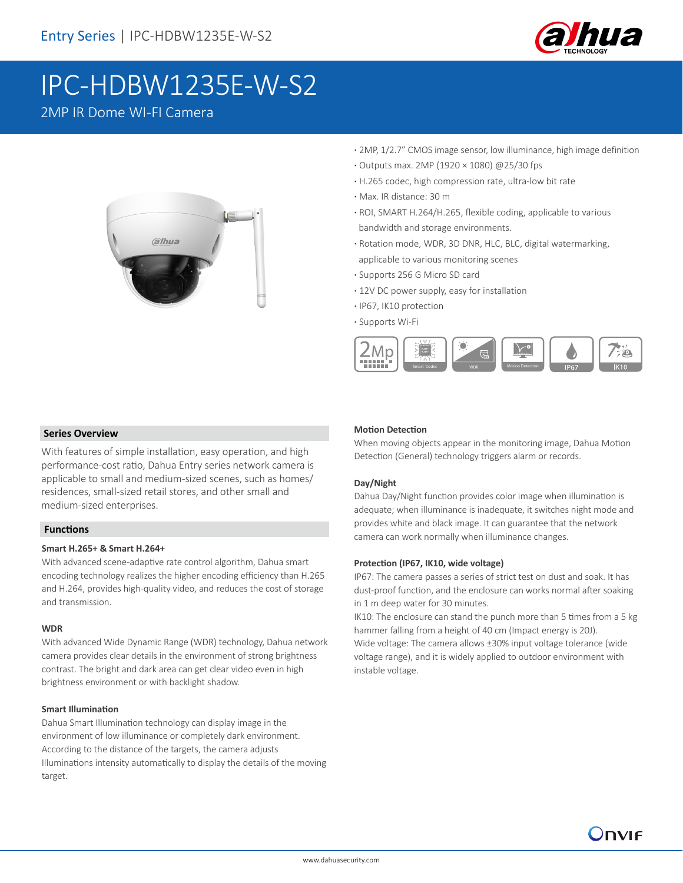Entry Series | IPC-HDBW1235E-W-S2

# IPC-HDBW1235E-W-S2

2MP IR Dome WI-FI Camera

- 2MP, 1/2.7" CMOS image sensor, low illuminance, high image definition
- Outputs max. 2MP (1920 × 1080) @25/30 fps
- H.265 codec, high compression rate, ultra-low bit rate
- Max. IR distance: 30 m
- ROI, SMART H.264/H.265, flexible coding, applicable to various bandwidth and storage environments.
- Rotation mode, WDR, 3D DNR, HLC, BLC, digital watermarking, applicable to various monitoring scenes
- Supports 256 G Micro SD card
- 12V DC power supply, easy for installation
- IP67, IK10 protection
- Supports Wi-Fi

## Series Overview

With features of simple installation, easy operation, and high performance-cost ratio, Dahua Entry series network camera is applicable to small and medium-sized scenes, such as homes/ residences, small-sized retail stores, and other small and medium-sized enterprises.

## Functions

### Smart H.265+ & Smart H.264+

With advanced scene-adaptive rate control algorithm, Dahua smart encoding technology realizes the higher encoding efficiency than H.265 and H.264, provides high-quality video, and reduces the cost of storage and transmission.

### WDR

With advanced Wide Dynamic Range (WDR) technology, Dahua network camera provides clear details in the environment of strong brightness contrast. The bright and dark area can get clear video even in high brightness environment or with backlight shadow.

### Smart Illumination

Dahua Smart Illumination technology can display image in the environment of low illuminance or completely dark environment. According to the distance of the targets, the camera adjusts Illuminations intensity automatically to display the details of the moving target.

### Motion Detection

When moving objects appear in the monitoring image, Dahua Motion Detection (General) technology triggers alarm or records.

### Day/Night

Dahua Day/Night function provides color image when illumination is adequate; when illuminance is inadequate, it switches night mode and provides white and black image. It can guarantee that the network camera can work normally when illuminance changes.

### Protection (IP67, IK10, wide voltage)

IP67: The camera passes a series of strict test on dust and soak. It has dust-proof function, and the enclosure can works normal after soaking in 1 m deep water for 30 minutes.

IK10: The enclosure can stand the punch more than 5 times from a 5 kg hammer falling from a height of 40 cm (Impact energy is 20J).

Wide voltage: The camera allows ±30% input voltage tolerance (wide voltage range), and it is widely applied to outdoor environment with instable voltage.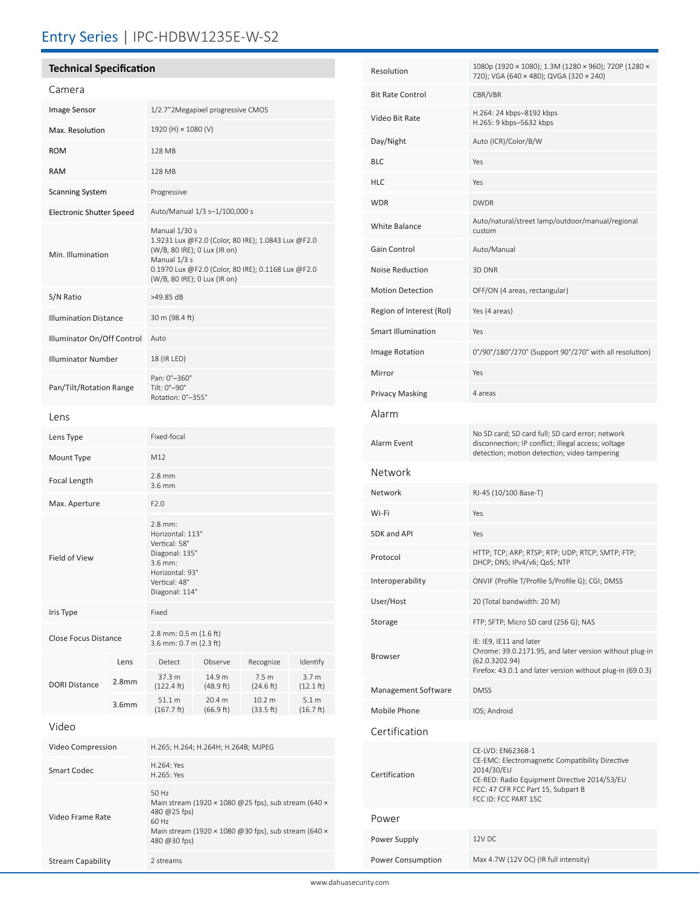# Entry Series | IPC-HDBW1235E-W-S2

## Technical Specification

### Camera

| | |
|---|---|
| Image Sensor | 1/2.7"2Megapixel progressive CMOS |
| Max. Resolution | 1920 (H) × 1080 (V) |
| ROM | 128 MB |
| RAM | 128 MB |
| Scanning System | Progressive |
| Electronic Shutter Speed | Auto/Manual 1/3 s–1/100,000 s |
| Min. Illumination | Manual 1/30 s<br>1.9231 Lux @F2.0 (Color, 80 IRE); 1.0843 Lux @F2.0 (W/B, 80 IRE); 0 Lux (IR on)<br>Manual 1/3 s<br>0.1970 Lux @F2.0 (Color, 80 IRE); 0.1168 Lux @F2.0 (W/B, 80 IRE); 0 Lux (IR on) |
| S/N Ratio | >49.85 dB |
| Illumination Distance | 30 m (98.4 ft) |
| Illuminator On/Off Control | Auto |
| Illuminator Number | 18 (IR LED) |
| Pan/Tilt/Rotation Range | Pan: 0°–360°<br>Tilt: 0°–90°<br>Rotation: 0°–355° |

### Lens

| | |
|---|---|
| Lens Type | Fixed-focal |
| Mount Type | M12 |
| Focal Length | 2.8 mm<br>3.6 mm |
| Max. Aperture | F2.0 |
| Field of View | 2.8 mm:<br>Horizontal: 113°<br>Vertical: 58°<br>Diagonal: 135°<br>3.6 mm:<br>Horizontal: 93°<br>Vertical: 48°<br>Diagonal: 114° |
| Iris Type | Fixed |
| Close Focus Distance | 2.8 mm: 0.5 m (1.6 ft)<br>3.6 mm: 0.7 m (2.3 ft) |

| DORI Distance | Lens | Detect | Observe | Recognize | Identify |
|---|---|---|---|---|---|
| | 2.8mm | 37.3 m (122.4 ft) | 14.9 m (48.9 ft) | 7.5 m (24.6 ft) | 3.7 m (12.1 ft) |
| | 3.6mm | 51.1 m (167.7 ft) | 20.4 m (66.9 ft) | 10.2 m (33.5 ft) | 5.1 m (16.7 ft) |

### Video

| | |
|---|---|
| Video Compression | H.265; H.264; H.264H; H.264B; MJPEG |
| Smart Codec | H.264: Yes<br>H.265: Yes |
| Video Frame Rate | 50 Hz<br>Main stream (1920 × 1080 @25 fps), sub stream (640 × 480 @25 fps)<br>60 Hz<br>Main stream (1920 × 1080 @30 fps), sub stream (640 × 480 @30 fps) |
| Stream Capability | 2 streams |
| Resolution | 1080p (1920 × 1080); 1.3M (1280 × 960); 720P (1280 × 720); VGA (640 × 480); QVGA (320 × 240) |
| Bit Rate Control | CBR/VBR |
| Video Bit Rate | H.264: 24 kbps–8192 kbps<br>H.265: 9 kbps–5632 kbps |
| Day/Night | Auto (ICR)/Color/B/W |
| BLC | Yes |
| HLC | Yes |
| WDR | DWDR |
| White Balance | Auto/natural/street lamp/outdoor/manual/regional custom |
| Gain Control | Auto/Manual |
| Noise Reduction | 3D DNR |
| Motion Detection | OFF/ON (4 areas, rectangular) |
| Region of Interest (RoI) | Yes (4 areas) |
| Smart Illumination | Yes |
| Image Rotation | 0°/90°/180°/270° (Support 90°/270° with all resolution) |
| Mirror | Yes |
| Privacy Masking | 4 areas |

### Alarm

| | |
|---|---|
| Alarm Event | No SD card; SD card full; SD card error; network disconnection; IP conflict; illegal access; voltage detection; motion detection; video tampering |

### Network

| | |
|---|---|
| Network | RJ-45 (10/100 Base-T) |
| Wi-Fi | Yes |
| SDK and API | Yes |
| Protocol | HTTP; TCP; ARP; RTSP; RTP; UDP; RTCP; SMTP; FTP; DHCP; DNS; IPv4/v6; QoS; NTP |
| Interoperability | ONVIF (Profile T/Profile S/Profile G); CGI; DMSS |
| User/Host | 20 (Total bandwidth: 20 M) |
| Storage | FTP; SFTP; Micro SD card (256 G); NAS |
| Browser | IE: IE9, IE11 and later<br>Chrome: 39.0.2171.95, and later version without plug-in (62.0.3202.94)<br>Firefox: 43.0.1 and later version without plug-in (69.0.3) |
| Management Software | DMSS |
| Mobile Phone | IOS; Android |

### Certification

| | |
|---|---|
| Certification | CE-LVD: EN62368-1<br>CE-EMC: Electromagnetic Compatibility Directive 2014/30/EU<br>CE-RED: Radio Equipment Directive 2014/53/EU<br>FCC: 47 CFR FCC Part 15, Subpart B<br>FCC ID: FCC PART 15C |

### Power

| | |
|---|---|
| Power Supply | 12V DC |
| Power Consumption | Max 4.7W (12V DC) (IR full intensity) |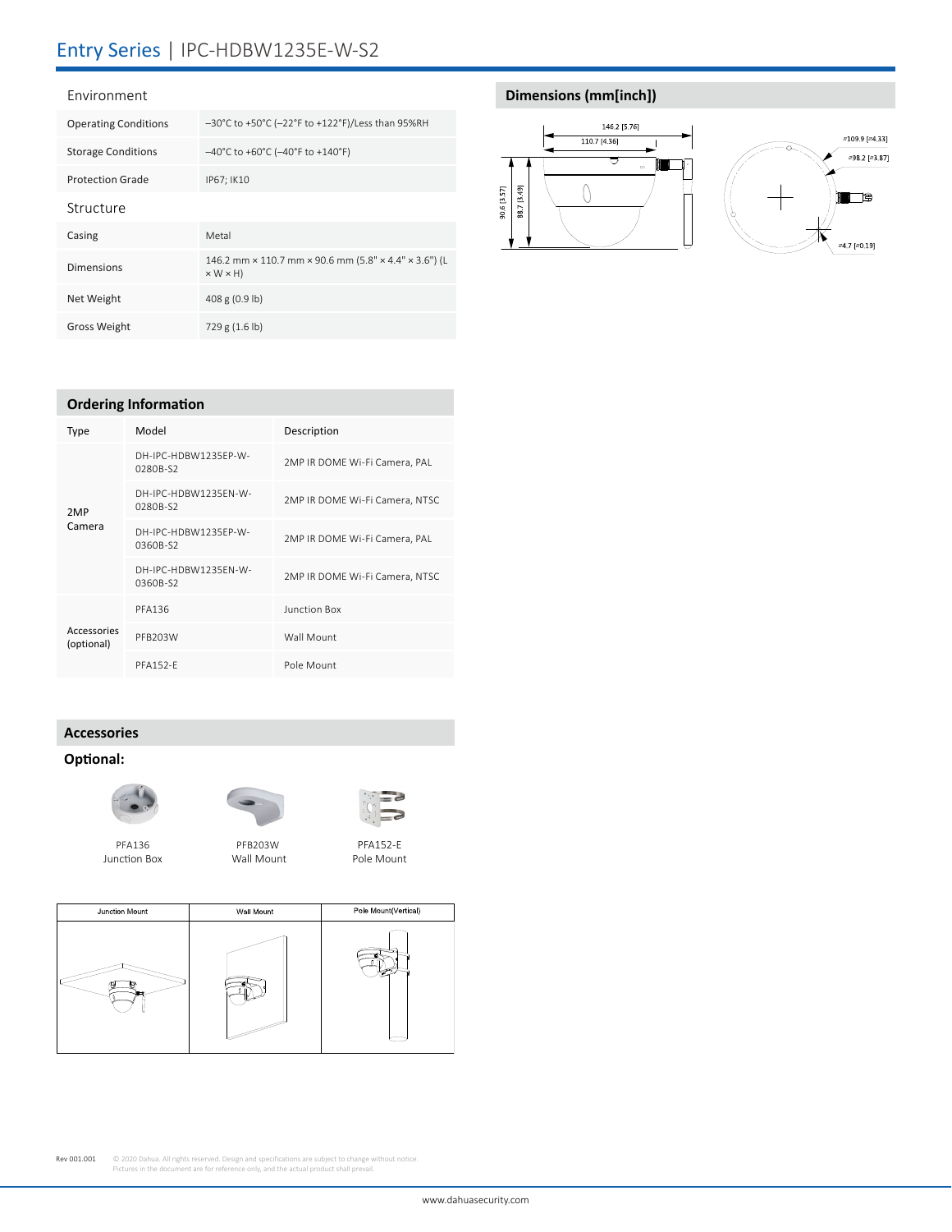## Environment

| | |
|---|---|
| Operating Conditions | –30°C to +50°C (–22°F to +122°F)/Less than 95%RH |
| Storage Conditions | –40°C to +60°C (–40°F to +140°F) |
| Protection Grade | IP67; IK10 |

## Structure

| | |
|---|---|
| Casing | Metal |
| Dimensions | 146.2 mm × 110.7 mm × 90.6 mm (5.8" × 4.4" × 3.6") (L × W × H) |
| Net Weight | 408 g (0.9 lb) |
| Gross Weight | 729 g (1.6 lb) |

## Dimensions (mm[inch])

146.2 [5.76]
110.7 [4.36]
90.6 [3.57]
88.7 [3.49]
⌀109.9 [⌀4.33]
⌀98.2 [⌀3.87]
⌀4.7 [⌀0.19]

## Ordering Information

| Type | Model | Description |
|---|---|---|
| 2MP Camera | DH-IPC-HDBW1235EP-W-0280B-S2 | 2MP IR DOME Wi-Fi Camera, PAL |
| | DH-IPC-HDBW1235EN-W-0280B-S2 | 2MP IR DOME Wi-Fi Camera, NTSC |
| | DH-IPC-HDBW1235EP-W-0360B-S2 | 2MP IR DOME Wi-Fi Camera, PAL |
| | DH-IPC-HDBW1235EN-W-0360B-S2 | 2MP IR DOME Wi-Fi Camera, NTSC |
| Accessories (optional) | PFA136 | Junction Box |
| | PFB203W | Wall Mount |
| | PFA152-E | Pole Mount |

## Accessories

**Optional:**

PFA136
Junction Box

PFB203W
Wall Mount

PFA152-E
Pole Mount

| Junction Mount | Wall Mount | Pole Mount(Vertical) |
|---|---|---|

Rev 001.001 © 2020 Dahua. All rights reserved. Design and specifications are subject to change without notice.
Pictures in the document are for reference only, and the actual product shall prevail.

www.dahuasecurity.com